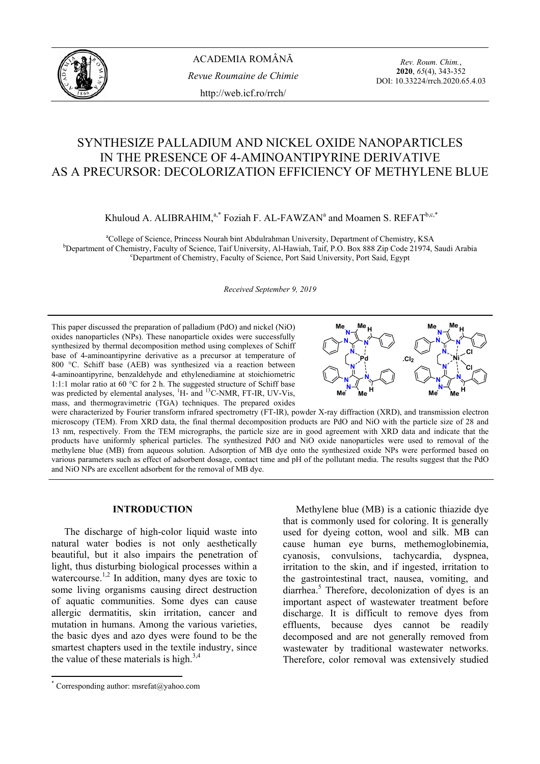# SYNTHESIZE PALLADIUM AND NICKEL OXIDE NANOPARTICLES IN THE PRESENCE OF 4-AMINOANTIPYRINE DERIVATIVE AS A PRECURSOR: DECOLORIZATION EFFICIENCY OF METHYLENE BLUE

Khuloud A. ALIBRAHIM,[a,*] Foziah F. AL-FAWZAN[a] and Moamen S. REFAT[b,c,*]

[a]College of Science, Princess Nourah bint Abdulrahman University, Department of Chemistry, KSA
[b]Department of Chemistry, Faculty of Science, Taif University, Al-Hawiah, Taif, P.O. Box 888 Zip Code 21974, Saudi Arabia
[c]Department of Chemistry, Faculty of Science, Port Said University, Port Said, Egypt

*Received September 9, 2019*

This paper discussed the preparation of palladium (PdO) and nickel (NiO) oxides nanoparticles (NPs). These nanoparticle oxides were successfully synthesized by thermal decomposition method using complexes of Schiff base of 4-aminoantipyrine derivative as a precursor at temperature of 800 °C. Schiff base (AEB) was synthesized via a reaction between 4-aminoantipyrine, benzaldehyde and ethylenediamine at stoichiometric 1:1:1 molar ratio at 60 °C for 2 h. The suggested structure of Schiff base was predicted by elemental analyses, $^{1}H$- and $^{13}C$-NMR, FT-IR, UV-Vis, mass, and thermogravimetric (TGA) techniques. The prepared oxides were characterized by Fourier transform infrared spectrometry (FT-IR), powder X-ray diffraction (XRD), and transmission electron microscopy (TEM). From XRD data, the final thermal decomposition products are PdO and NiO with the particle size of 28 and 13 nm, respectively. From the TEM micrographs, the particle size are in good agreement with XRD data and indicate that the products have uniformly spherical particles. The synthesized PdO and NiO oxide nanoparticles were used to removal of the methylene blue (MB) from aqueous solution. Adsorption of MB dye onto the synthesized oxide NPs were performed based on various parameters such as effect of adsorbent dosage, contact time and pH of the pollutant media. The results suggest that the PdO and NiO NPs are excellent adsorbent for the removal of MB dye.

## INTRODUCTION

The discharge of high-color liquid waste into natural water bodies is not only aesthetically beautiful, but it also impairs the penetration of light, thus disturbing biological processes within a watercourse.[1,2] In addition, many dyes are toxic to some living organisms causing direct destruction of aquatic communities. Some dyes can cause allergic dermatitis, skin irritation, cancer and mutation in humans. Among the various varieties, the basic dyes and azo dyes were found to be the smartest chapters used in the textile industry, since the value of these materials is high.[3,4]

Methylene blue (MB) is a cationic thiazide dye that is commonly used for coloring. It is generally used for dyeing cotton, wool and silk. MB can cause human eye burns, methemoglobinemia, cyanosis, convulsions, tachycardia, dyspnea, irritation to the skin, and if ingested, irritation to the gastrointestinal tract, nausea, vomiting, and diarrhea.[5] Therefore, decolonization of dyes is an important aspect of wastewater treatment before discharge. It is difficult to remove dyes from effluents, because dyes cannot be readily decomposed and are not generally removed from wastewater by traditional wastewater networks. Therefore, color removal was extensively studied

* Corresponding author: msrefat@yahoo.com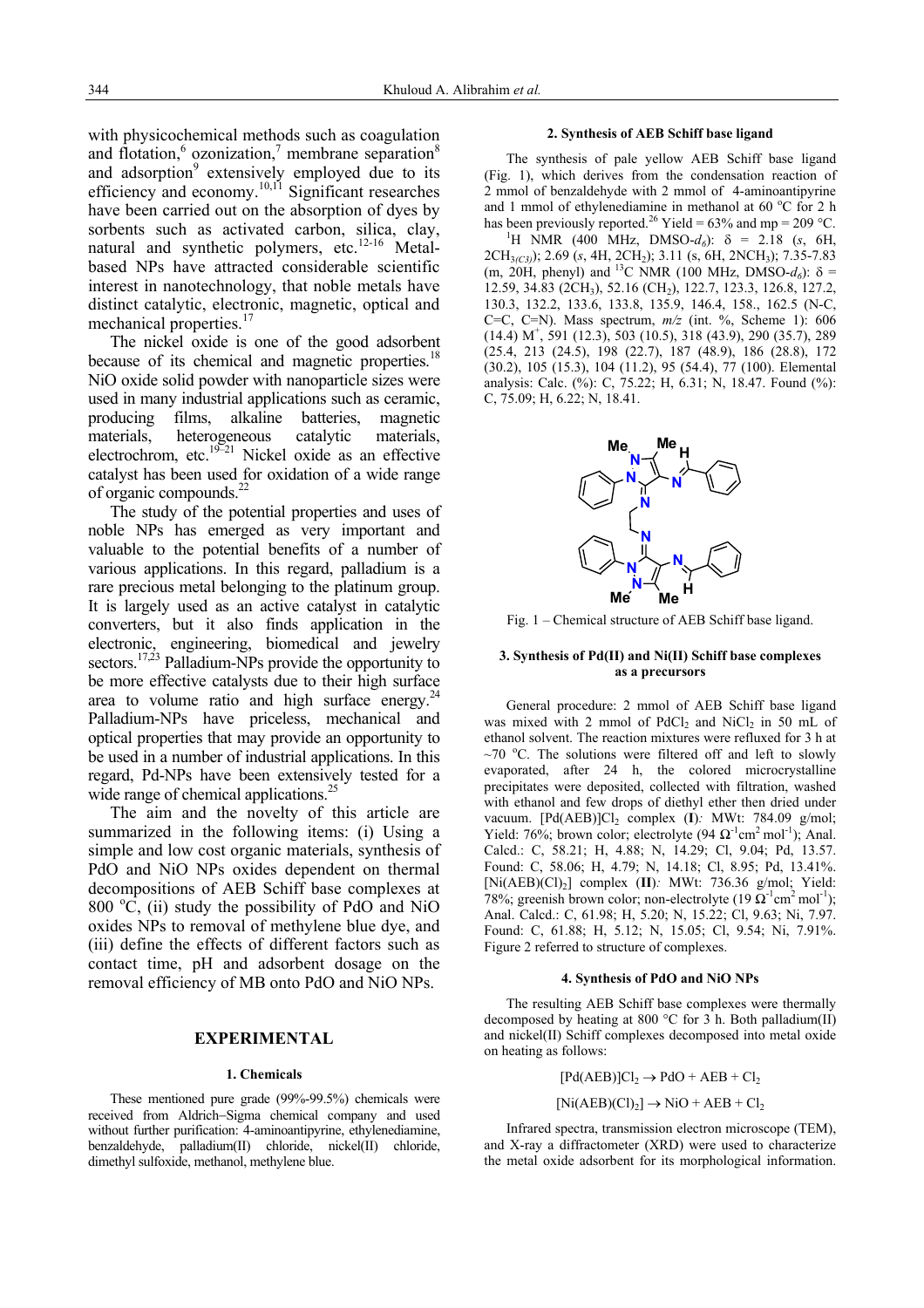with physicochemical methods such as coagulation and flotation,[6] ozonization,[7] membrane separation[8] and adsorption[9] extensively employed due to its efficiency and economy.[10,11] Significant researches have been carried out on the absorption of dyes by sorbents such as activated carbon, silica, clay, natural and synthetic polymers, etc.[12-16] Metal-based NPs have attracted considerable scientific interest in nanotechnology, that noble metals have distinct catalytic, electronic, magnetic, optical and mechanical properties.[17]

The nickel oxide is one of the good adsorbent because of its chemical and magnetic properties.[18] NiO oxide solid powder with nanoparticle sizes were used in many industrial applications such as ceramic, producing films, alkaline batteries, magnetic materials, heterogeneous catalytic materials, electrochrom, etc.[19-21] Nickel oxide as an effective catalyst has been used for oxidation of a wide range of organic compounds.[22]

The study of the potential properties and uses of noble NPs has emerged as very important and valuable to the potential benefits of a number of various applications. In this regard, palladium is a rare precious metal belonging to the platinum group. It is largely used as an active catalyst in catalytic converters, but it also finds application in the electronic, engineering, biomedical and jewelry sectors.[17,23] Palladium-NPs provide the opportunity to be more effective catalysts due to their high surface area to volume ratio and high surface energy.[24] Palladium-NPs have priceless, mechanical and optical properties that may provide an opportunity to be used in a number of industrial applications. In this regard, Pd-NPs have been extensively tested for a wide range of chemical applications.[25]

The aim and the novelty of this article are summarized in the following items: (i) Using a simple and low cost organic materials, synthesis of PdO and NiO NPs oxides dependent on thermal decompositions of AEB Schiff base complexes at 800 °C, (ii) study the possibility of PdO and NiO oxides NPs to removal of methylene blue dye, and (iii) define the effects of different factors such as contact time, pH and adsorbent dosage on the removal efficiency of MB onto PdO and NiO NPs.

## EXPERIMENTAL

### 1. Chemicals

These mentioned pure grade (99%-99.5%) chemicals were received from Aldrich–Sigma chemical company and used without further purification: 4-aminoantipyrine, ethylenediamine, benzaldehyde, palladium(II) chloride, nickel(II) chloride, dimethyl sulfoxide, methanol, methylene blue.

### 2. Synthesis of AEB Schiff base ligand

The synthesis of pale yellow AEB Schiff base ligand (Fig. 1), which derives from the condensation reaction of 2 mmol of benzaldehyde with 2 mmol of 4-aminoantipyrine and 1 mmol of ethylenediamine in methanol at 60 °C for 2 h has been previously reported.[26] Yield = 63% and mp = 209 °C.

$^1$H NMR (400 MHz, DMSO-$d_6$): δ = 2.18 (*s*, 6H, $2CH_{3(C3)}$); 2.69 (*s*, 4H, $2CH_2$); 3.11 (s, 6H, $2NCH_3$); 7.35-7.83 (m, 20H, phenyl) and $^{13}$C NMR (100 MHz, DMSO-$d_6$): δ = 12.59, 34.83 ($2CH_3$), 52.16 ($CH_2$), 122.7, 123.3, 126.8, 127.2, 130.3, 132.2, 133.6, 133.8, 135.9, 146.4, 158., 162.5 (N-C, C=C, C=N). Mass spectrum, *m/z* (int. %, Scheme 1): 606 (14.4) $M^+$, 591 (12.3), 503 (10.5), 318 (43.9), 290 (35.7), 289 (25.4, 213 (24.5), 198 (22.7), 187 (48.9), 186 (28.8), 172 (30.2), 105 (15.3), 104 (11.2), 95 (54.4), 77 (100). Elemental analysis: Calc. (%): C, 75.22; H, 6.31; N, 18.47. Found (%): C, 75.09; H, 6.22; N, 18.41.

Fig. 1 – Chemical structure of AEB Schiff base ligand.

### 3. Synthesis of Pd(II) and Ni(II) Schiff base complexes as a precursors

General procedure: 2 mmol of AEB Schiff base ligand was mixed with 2 mmol of $PdCl_2$ and $NiCl_2$ in 50 mL of ethanol solvent. The reaction mixtures were refluxed for 3 h at ~70 °C. The solutions were filtered off and left to slowly evaporated, after 24 h, the colored microcrystalline precipitates were deposited, collected with filtration, washed with ethanol and few drops of diethyl ether then dried under vacuum. $[Pd(AEB)]Cl_2$ complex (**I**)*:* MWt: 784.09 g/mol; Yield: 76%; brown color; electrolyte (94 $\Omega^{-1}cm^2 mol^{-1}$); Anal. Calcd.: C, 58.21; H, 4.88; N, 14.29; Cl, 9.04; Pd, 13.57. Found: C, 58.06; H, 4.79; N, 14.18; Cl, 8.95; Pd, 13.41%. $[Ni(AEB)(Cl)_2]$ complex (**II**)*:* MWt: 736.36 g/mol; Yield: 78%; greenish brown color; non-electrolyte (19 $\Omega^{-1}cm^2 mol^{-1}$); Anal. Calcd.: C, 61.98; H, 5.20; N, 15.22; Cl, 9.63; Ni, 7.97. Found: C, 61.88; H, 5.12; N, 15.05; Cl, 9.54; Ni, 7.91%. Figure 2 referred to structure of complexes.

### 4. Synthesis of PdO and NiO NPs

The resulting AEB Schiff base complexes were thermally decomposed by heating at 800 °C for 3 h. Both palladium(II) and nickel(II) Schiff complexes decomposed into metal oxide on heating as follows:

$$[Pd(AEB)]Cl_2 \rightarrow PdO + AEB + Cl_2$$

$$[Ni(AEB)(Cl)_2] \rightarrow NiO + AEB + Cl_2$$

Infrared spectra, transmission electron microscope (TEM), and X-ray a diffractometer (XRD) were used to characterize the metal oxide adsorbent for its morphological information.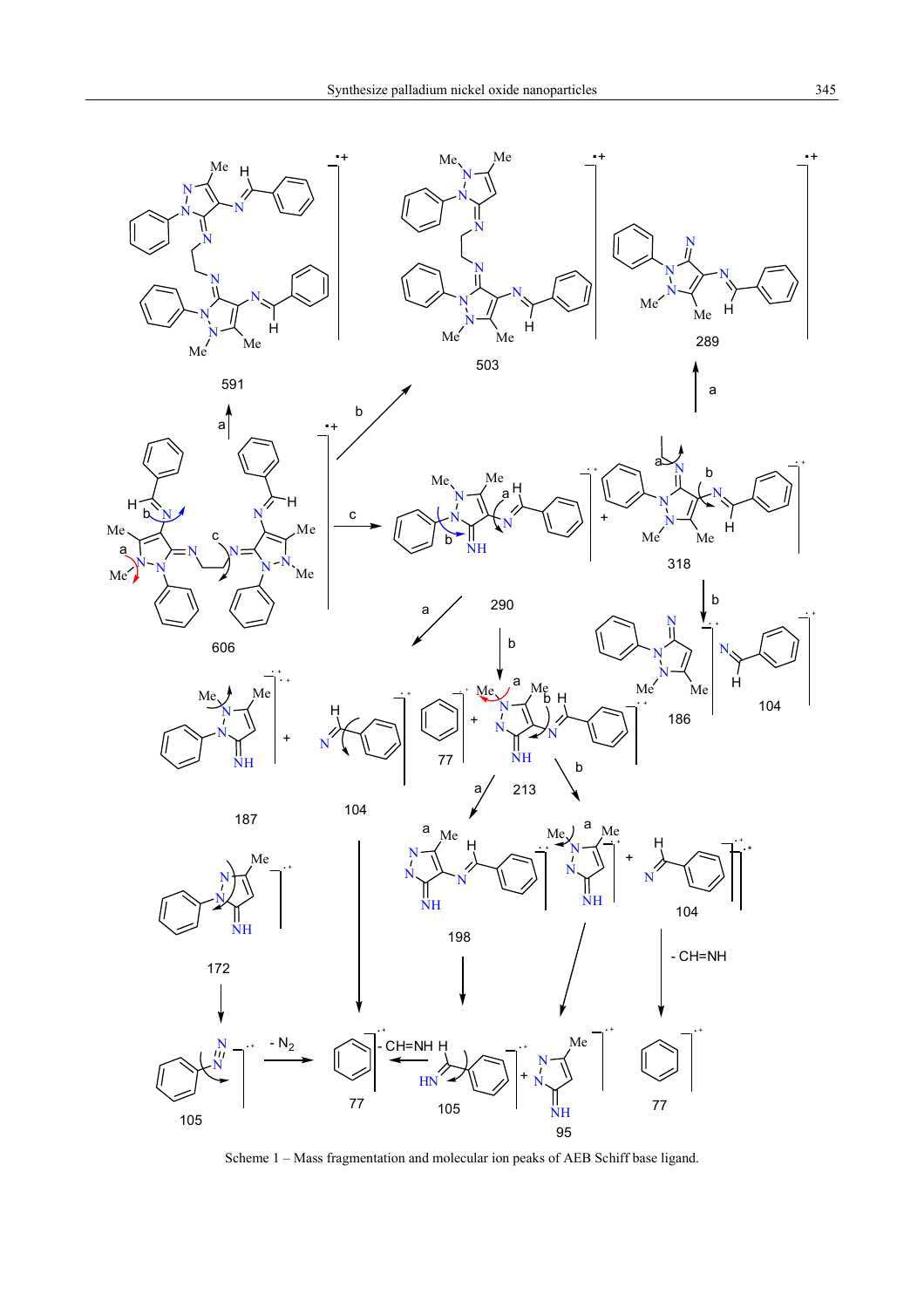Scheme 1 – Mass fragmentation and molecular ion peaks of AEB Schiff base ligand.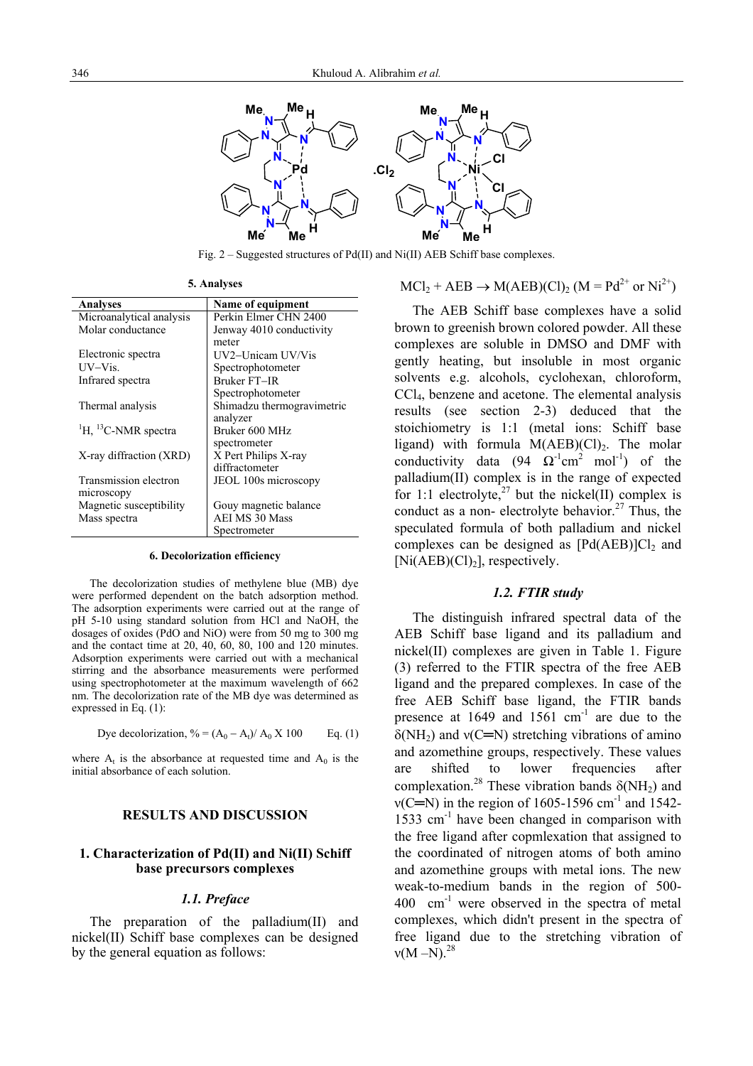Fig. 2 – Suggested structures of Pd(II) and Ni(II) AEB Schiff base complexes.

### 5. Analyses

| Analyses | Name of equipment |
|---|---|
| Microanalytical analysis | Perkin Elmer CHN 2400 |
| Molar conductance | Jenway 4010 conductivity meter |
| Electronic spectra UV–Vis. | UV2–Unicam UV/Vis Spectrophotometer |
| Infrared spectra | Bruker FT–IR Spectrophotometer |
| Thermal analysis | Shimadzu thermogravimetric analyzer |
| $^{1}H$, $^{13}C$-NMR spectra | Bruker 600 MHz spectrometer |
| X-ray diffraction (XRD) | X Pert Philips X-ray diffractometer |
| Transmission electron microscopy | JEOL 100s microscopy |
| Magnetic susceptibility | Gouy magnetic balance |
| Mass spectra | AEI MS 30 Mass Spectrometer |

### 6. Decolorization efficiency

The decolorization studies of methylene blue (MB) dye were performed dependent on the batch adsorption method. The adsorption experiments were carried out at the range of pH 5-10 using standard solution from HCl and NaOH, the dosages of oxides (PdO and NiO) were from 50 mg to 300 mg and the contact time at 20, 40, 60, 80, 100 and 120 minutes. Adsorption experiments were carried out with a mechanical stirring and the absorbance measurements were performed using spectrophotometer at the maximum wavelength of 662 nm. The decolorization rate of the MB dye was determined as expressed in Eq. (1):

$$\text{Dye decolorization, \%} = (A_0 - A_t)/ A_0 \times 100 \qquad \text{Eq. (1)}$$

where $A_t$ is the absorbance at requested time and $A_0$ is the initial absorbance of each solution.

## RESULTS AND DISCUSSION

### 1. Characterization of Pd(II) and Ni(II) Schiff base precursors complexes

#### *1.1. Preface*

The preparation of the palladium(II) and nickel(II) Schiff base complexes can be designed by the general equation as follows:

$$MCl_2 + AEB \rightarrow M(AEB)(Cl)_2 \ (M = Pd^{2+} \text{ or } Ni^{2+})$$

The AEB Schiff base complexes have a solid brown to greenish brown colored powder. All these complexes are soluble in DMSO and DMF with gently heating, but insoluble in most organic solvents e.g. alcohols, cyclohexan, chloroform, $CCl_4$, benzene and acetone. The elemental analysis results (see section 2-3) deduced that the stoichiometry is 1:1 (metal ions: Schiff base ligand) with formula $M(AEB)(Cl)_2$. The molar conductivity data (94 $\Omega^{-1}cm^2$ $mol^{-1}$) of the palladium(II) complex is in the range of expected for 1:1 electrolyte,[27] but the nickel(II) complex is conduct as a non- electrolyte behavior.[27] Thus, the speculated formula of both palladium and nickel complexes can be designed as $[Pd(AEB)]Cl_2$ and $[Ni(AEB)(Cl)_2]$, respectively.

#### *1.2. FTIR study*

The distinguish infrared spectral data of the AEB Schiff base ligand and its palladium and nickel(II) complexes are given in Table 1. Figure (3) referred to the FTIR spectra of the free AEB ligand and the prepared complexes. In case of the free AEB Schiff base ligand, the FTIR bands presence at 1649 and 1561 $cm^{-1}$ are due to the $\delta(NH_2)$ and $\nu(C{=}N)$ stretching vibrations of amino and azomethine groups, respectively. These values are shifted to lower frequencies after complexation.[28] These vibration bands $\delta(NH_2)$ and $\nu(C{=}N)$ in the region of 1605-1596 $cm^{-1}$ and 1542-1533 $cm^{-1}$ have been changed in comparison with the free ligand after copmlexation that assigned to the coordinated of nitrogen atoms of both amino and azomethine groups with metal ions. The new weak-to-medium bands in the region of 500-400 $cm^{-1}$ were observed in the spectra of metal complexes, which didn't present in the spectra of free ligand due to the stretching vibration of $\nu(M–N)$.[28]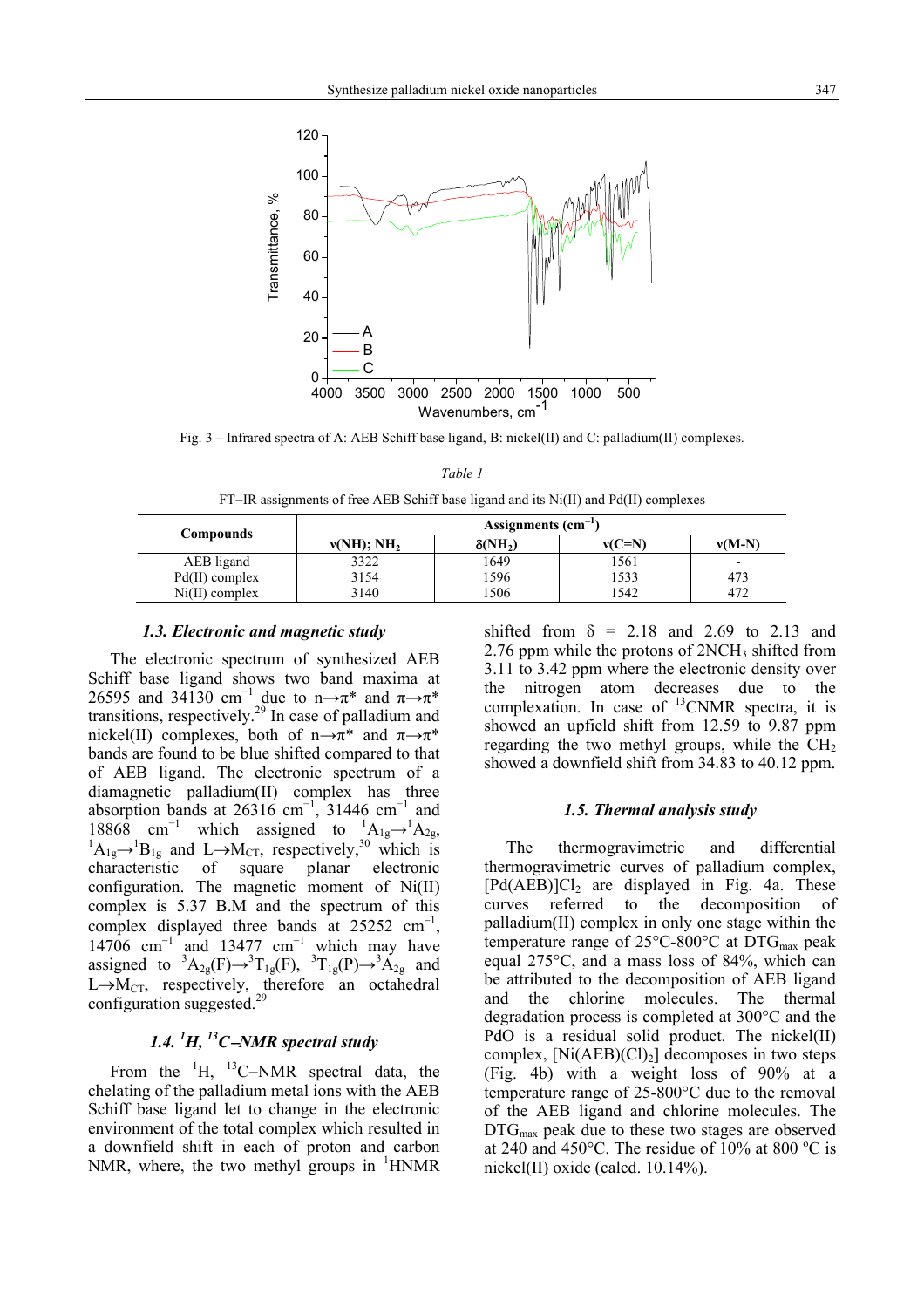Fig. 3 – Infrared spectra of A: AEB Schiff base ligand, B: nickel(II) and C: palladium(II) complexes.

*Table 1*

FT–IR assignments of free AEB Schiff base ligand and its Ni(II) and Pd(II) complexes

| Compounds | Assignments ($cm^{-1}$) | | | |
|---|---|---|---|---|
| | ν(NH); $NH_2$ | δ($NH_2$) | ν(C=N) | ν(M-N) |
| AEB ligand | 3322 | 1649 | 1561 | - |
| Pd(II) complex | 3154 | 1596 | 1533 | 473 |
| Ni(II) complex | 3140 | 1506 | 1542 | 472 |

### *1.3. Electronic and magnetic study*

The electronic spectrum of synthesized AEB Schiff base ligand shows two band maxima at 26595 and 34130 $cm^{-1}$ due to $n\rightarrow\pi^*$ and $\pi\rightarrow\pi^*$ transitions, respectively.[29] In case of palladium and nickel(II) complexes, both of $n\rightarrow\pi^*$ and $\pi\rightarrow\pi^*$ bands are found to be blue shifted compared to that of AEB ligand. The electronic spectrum of a diamagnetic palladium(II) complex has three absorption bands at 26316 $cm^{-1}$, 31446 $cm^{-1}$ and 18868 $cm^{-1}$ which assigned to ${}^1A_{1g}\rightarrow{}^1A_{2g}$, ${}^1A_{1g}\rightarrow{}^1B_{1g}$ and $L\rightarrow M_{CT}$, respectively,[30] which is characteristic of square planar electronic configuration. The magnetic moment of Ni(II) complex is 5.37 B.M and the spectrum of this complex displayed three bands at 25252 $cm^{-1}$, 14706 $cm^{-1}$ and 13477 $cm^{-1}$ which may have assigned to ${}^3A_{2g}(F)\rightarrow{}^3T_{1g}(F)$, ${}^3T_{1g}(P)\rightarrow{}^3A_{2g}$ and $L\rightarrow M_{CT}$, respectively, therefore an octahedral configuration suggested.[29]

### *1.4. $^1H$, $^{13}C$–NMR spectral study*

From the $^1H$, $^{13}C$–NMR spectral data, the chelating of the palladium metal ions with the AEB Schiff base ligand let to change in the electronic environment of the total complex which resulted in a downfield shift in each of proton and carbon NMR, where, the two methyl groups in $^1$HNMR shifted from δ = 2.18 and 2.69 to 2.13 and 2.76 ppm while the protons of $2NCH_3$ shifted from 3.11 to 3.42 ppm where the electronic density over the nitrogen atom decreases due to the complexation. In case of $^{13}$CNMR spectra, it is showed an upfield shift from 12.59 to 9.87 ppm regarding the two methyl groups, while the $CH_2$ showed a downfield shift from 34.83 to 40.12 ppm.

### *1.5. Thermal analysis study*

The thermogravimetric and differential thermogravimetric curves of palladium complex, $[Pd(AEB)]Cl_2$ are displayed in Fig. 4a. These curves referred to the decomposition of palladium(II) complex in only one stage within the temperature range of 25°C-800°C at $DTG_{max}$ peak equal 275°C, and a mass loss of 84%, which can be attributed to the decomposition of AEB ligand and the chlorine molecules. The thermal degradation process is completed at 300°C and the PdO is a residual solid product. The nickel(II) complex, $[Ni(AEB)(Cl)_2]$ decomposes in two steps (Fig. 4b) with a weight loss of 90% at a temperature range of 25-800°C due to the removal of the AEB ligand and chlorine molecules. The $DTG_{max}$ peak due to these two stages are observed at 240 and 450°C. The residue of 10% at 800 °C is nickel(II) oxide (calcd. 10.14%).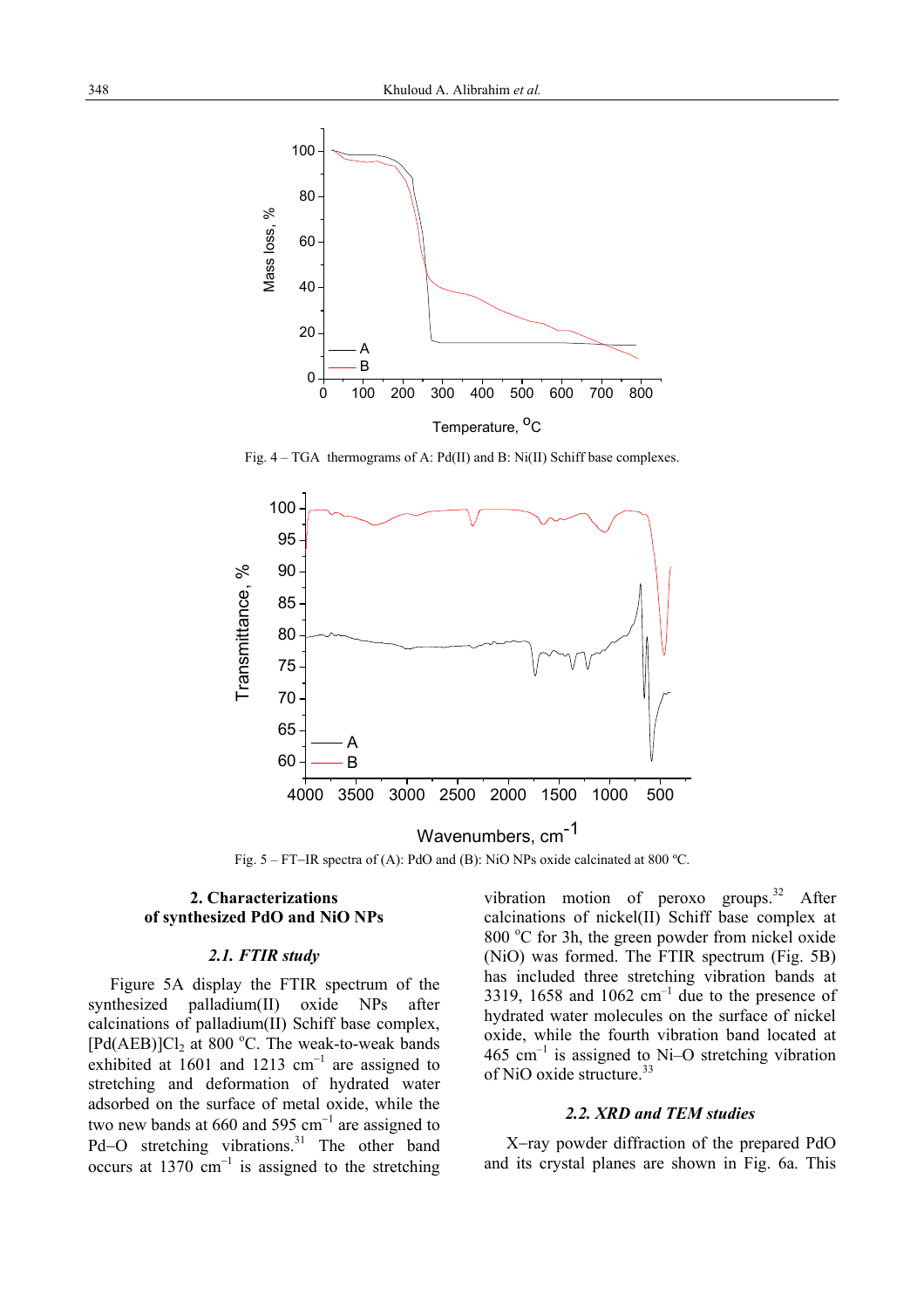Fig. 4 – TGA thermograms of A: Pd(II) and B: Ni(II) Schiff base complexes.

Fig. 5 – FT–IR spectra of (A): PdO and (B): NiO NPs oxide calcinated at 800 ºC.

## 2. Characterizations of synthesized PdO and NiO NPs

### *2.1. FTIR study*

Figure 5A display the FTIR spectrum of the synthesized palladium(II) oxide NPs after calcinations of palladium(II) Schiff base complex, $[Pd(AEB)]Cl_2$ at 800 ºC. The weak-to-weak bands exhibited at 1601 and 1213 $cm^{-1}$ are assigned to stretching and deformation of hydrated water adsorbed on the surface of metal oxide, while the two new bands at 660 and 595 $cm^{-1}$ are assigned to Pd–O stretching vibrations.[31] The other band occurs at 1370 $cm^{-1}$ is assigned to the stretching vibration motion of peroxo groups.[32] After calcinations of nickel(II) Schiff base complex at 800 ºC for 3h, the green powder from nickel oxide (NiO) was formed. The FTIR spectrum (Fig. 5B) has included three stretching vibration bands at 3319, 1658 and 1062 $cm^{-1}$ due to the presence of hydrated water molecules on the surface of nickel oxide, while the fourth vibration band located at 465 $cm^{-1}$ is assigned to Ni–O stretching vibration of NiO oxide structure.[33]

### *2.2. XRD and TEM studies*

X–ray powder diffraction of the prepared PdO and its crystal planes are shown in Fig. 6a. This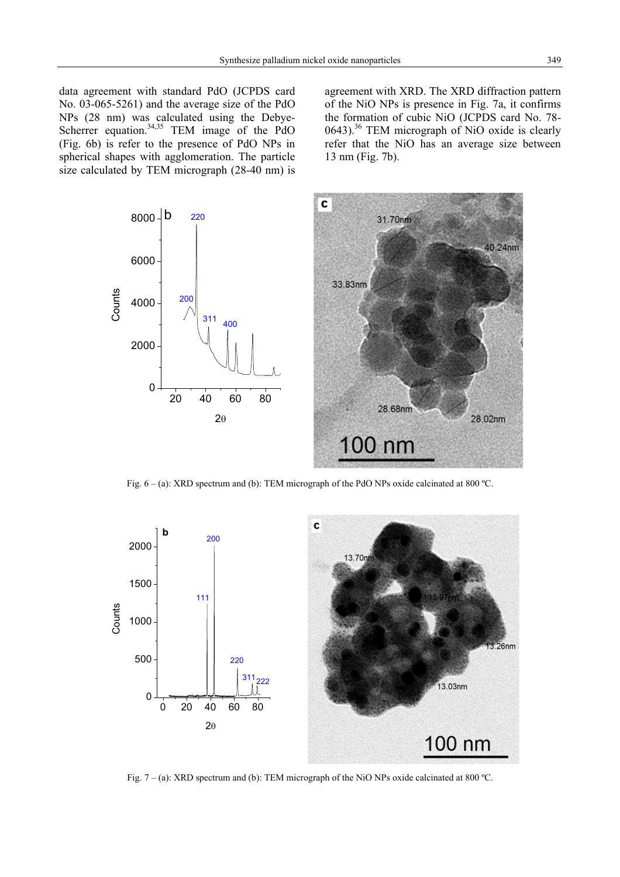data agreement with standard PdO (JCPDS card No. 03-065-5261) and the average size of the PdO NPs (28 nm) was calculated using the Debye-Scherrer equation.[34,35] TEM image of the PdO (Fig. 6b) is refer to the presence of PdO NPs in spherical shapes with agglomeration. The particle size calculated by TEM micrograph (28-40 nm) is agreement with XRD. The XRD diffraction pattern of the NiO NPs is presence in Fig. 7a, it confirms the formation of cubic NiO (JCPDS card No. 78-0643).[36] TEM micrograph of NiO oxide is clearly refer that the NiO has an average size between 13 nm (Fig. 7b).

Fig. 6 – (a): XRD spectrum and (b): TEM micrograph of the PdO NPs oxide calcinated at 800 ºC.

Fig. 7 – (a): XRD spectrum and (b): TEM micrograph of the NiO NPs oxide calcinated at 800 ºC.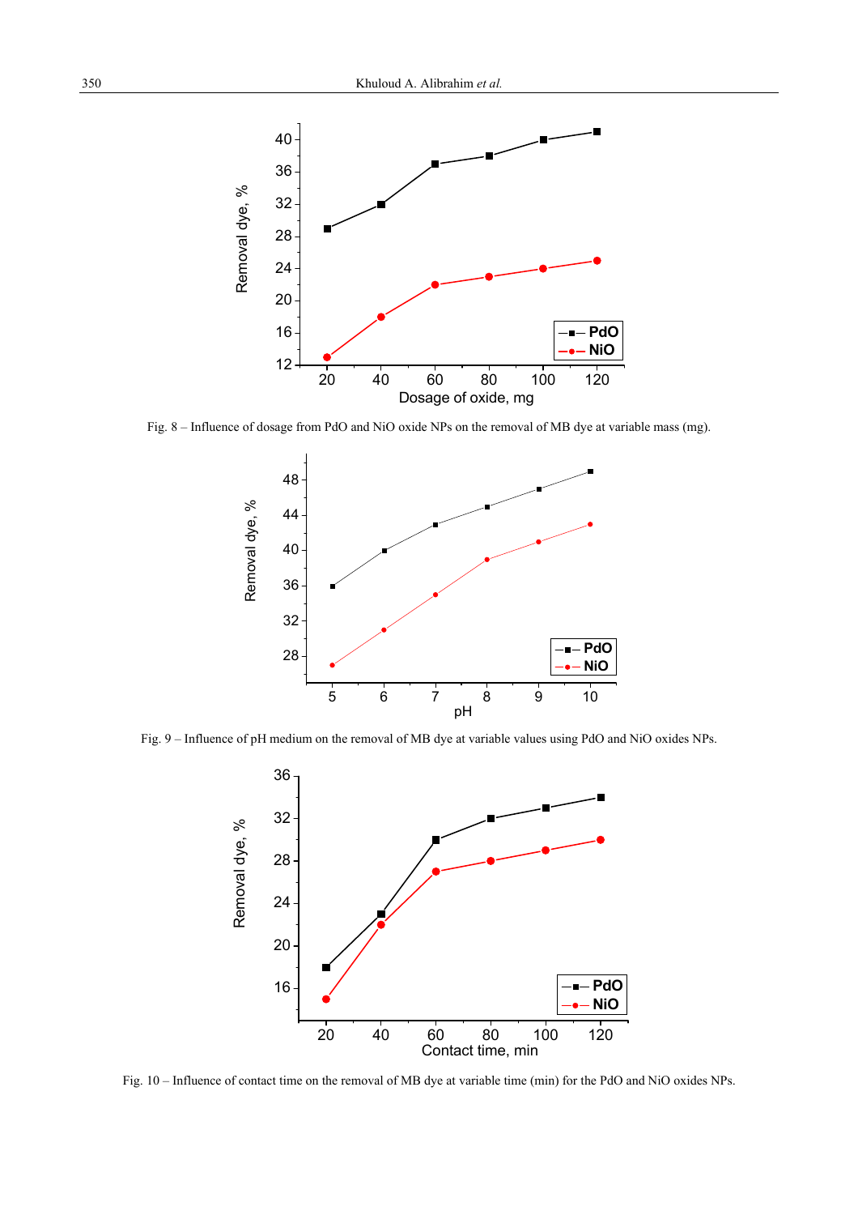Fig. 8 – Influence of dosage from PdO and NiO oxide NPs on the removal of MB dye at variable mass (mg).

Fig. 9 – Influence of pH medium on the removal of MB dye at variable values using PdO and NiO oxides NPs.

Fig. 10 – Influence of contact time on the removal of MB dye at variable time (min) for the PdO and NiO oxides NPs.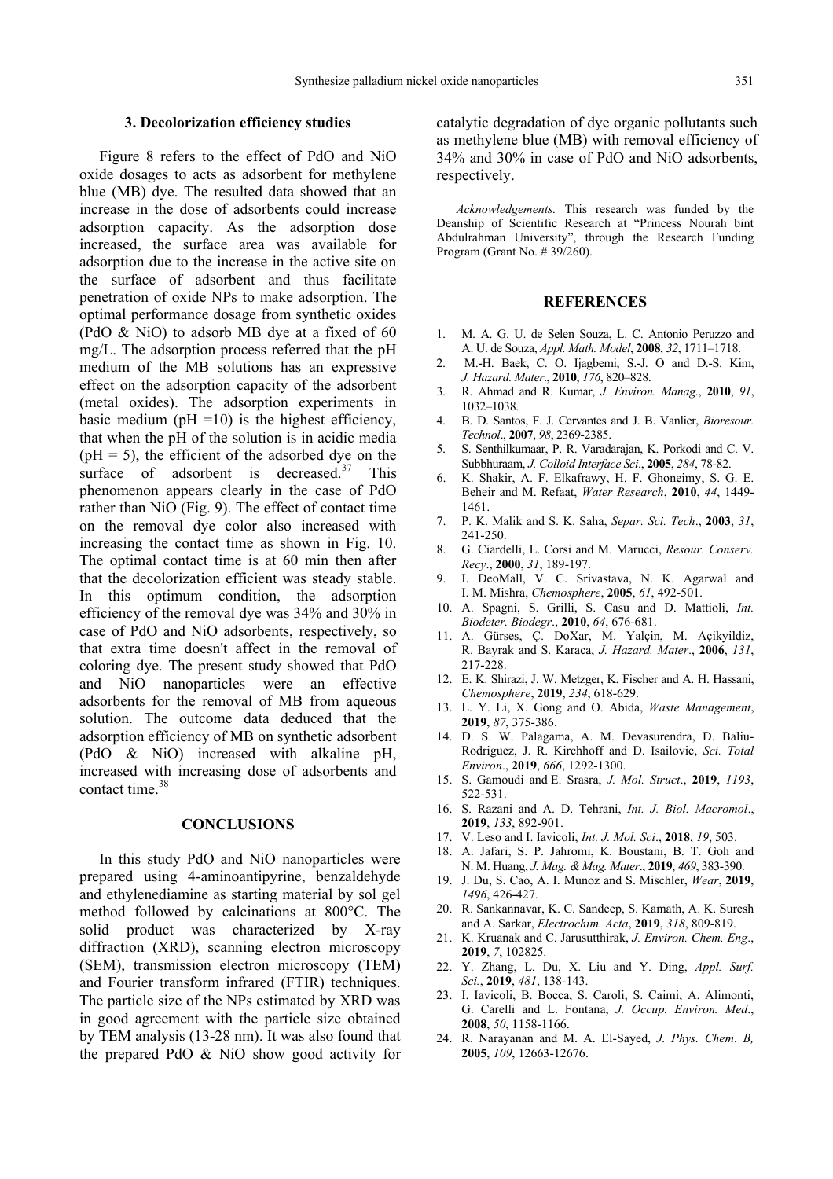### 3. Decolorization efficiency studies

Figure 8 refers to the effect of PdO and NiO oxide dosages to acts as adsorbent for methylene blue (MB) dye. The resulted data showed that an increase in the dose of adsorbents could increase adsorption capacity. As the adsorption dose increased, the surface area was available for adsorption due to the increase in the active site on the surface of adsorbent and thus facilitate penetration of oxide NPs to make adsorption. The optimal performance dosage from synthetic oxides (PdO & NiO) to adsorb MB dye at a fixed of 60 mg/L. The adsorption process referred that the pH medium of the MB solutions has an expressive effect on the adsorption capacity of the adsorbent (metal oxides). The adsorption experiments in basic medium (pH =10) is the highest efficiency, that when the pH of the solution is in acidic media (pH = 5), the efficient of the adsorbed dye on the surface of adsorbent is decreased.[37] This phenomenon appears clearly in the case of PdO rather than NiO (Fig. 9). The effect of contact time on the removal dye color also increased with increasing the contact time as shown in Fig. 10. The optimal contact time is at 60 min then after that the decolorization efficient was steady stable. In this optimum condition, the adsorption efficiency of the removal dye was 34% and 30% in case of PdO and NiO adsorbents, respectively, so that extra time doesn't affect in the removal of coloring dye. The present study showed that PdO and NiO nanoparticles were an effective adsorbents for the removal of MB from aqueous solution. The outcome data deduced that the adsorption efficiency of MB on synthetic adsorbent (PdO & NiO) increased with alkaline pH, increased with increasing dose of adsorbents and contact time.[38]

## CONCLUSIONS

In this study PdO and NiO nanoparticles were prepared using 4-aminoantipyrine, benzaldehyde and ethylenediamine as starting material by sol gel method followed by calcinations at 800°C. The solid product was characterized by X-ray diffraction (XRD), scanning electron microscopy (SEM), transmission electron microscopy (TEM) and Fourier transform infrared (FTIR) techniques. The particle size of the NPs estimated by XRD was in good agreement with the particle size obtained by TEM analysis (13-28 nm). It was also found that the prepared PdO & NiO show good activity for catalytic degradation of dye organic pollutants such as methylene blue (MB) with removal efficiency of 34% and 30% in case of PdO and NiO adsorbents, respectively.

*Acknowledgements.* This research was funded by the Deanship of Scientific Research at "Princess Nourah bint Abdulrahman University", through the Research Funding Program (Grant No. # 39/260).

## REFERENCES

1. M. A. G. U. de Selen Souza, L. C. Antonio Peruzzo and A. U. de Souza, *Appl. Math. Model*, **2008**, *32*, 1711–1718.
2. M.-H. Baek, C. O. Ijagbemi, S.-J. O and D.-S. Kim, *J. Hazard. Mater*., **2010**, *176*, 820–828.
3. R. Ahmad and R. Kumar, *J. Environ. Manag*., **2010**, *91*, 1032–1038.
4. B. D. Santos, F. J. Cervantes and J. B. Vanlier, *Bioresour. Technol*., **2007**, *98*, 2369-2385.
5. S. Senthilkumaar, P. R. Varadarajan, K. Porkodi and C. V. Subbhuraam, *J. Colloid Interface Sci*., **2005**, *284*, 78-82.
6. K. Shakir, A. F. Elkafrawy, H. F. Ghoneimy, S. G. E. Beheir and M. Refaat, *Water Research*, **2010**, *44*, 1449-1461.
7. P. K. Malik and S. K. Saha, *Separ. Sci. Tech*., **2003**, *31*, 241-250.
8. G. Ciardelli, L. Corsi and M. Marucci, *Resour. Conserv. Recy*., **2000**, *31*, 189-197.
9. I. DeoMall, V. C. Srivastava, N. K. Agarwal and I. M. Mishra, *Chemosphere*, **2005**, *61*, 492-501.
10. A. Spagni, S. Grilli, S. Casu and D. Mattioli, *Int. Biodeter. Biodegr*., **2010**, *64*, 676-681.
11. A. Gürses, Ç. DoXar, M. Yalçin, M. Açikyildiz, R. Bayrak and S. Karaca, *J. Hazard. Mater*., **2006**, *131*, 217-228.
12. E. K. Shirazi, J. W. Metzger, K. Fischer and A. H. Hassani, *Chemosphere*, **2019**, *234*, 618-629.
13. L. Y. Li, X. Gong and O. Abida, *Waste Management*, **2019**, *87*, 375-386.
14. D. S. W. Palagama, A. M. Devasurendra, D. Baliu-Rodriguez, J. R. Kirchhoff and D. Isailovic, *Sci. Total Environ*., **2019**, *666*, 1292-1300.
15. S. Gamoudi and E. Srasra, *J. Mol. Struct*., **2019**, *1193*, 522-531.
16. S. Razani and A. D. Tehrani, *Int. J. Biol. Macromol*., **2019**, *133*, 892-901.
17. V. Leso and I. Iavicoli, *Int. J. Mol. Sci*., **2018**, *19*, 503.
18. A. Jafari, S. P. Jahromi, K. Boustani, B. T. Goh and N. M. Huang, *J. Mag. & Mag. Mater*., **2019**, *469*, 383-390.
19. J. Du, S. Cao, A. I. Munoz and S. Mischler, *Wear*, **2019**, *1496*, 426-427.
20. R. Sankannavar, K. C. Sandeep, S. Kamath, A. K. Suresh and A. Sarkar, *Electrochim. Acta*, **2019**, *318*, 809-819.
21. K. Kruanak and C. Jarusutthirak, *J. Environ. Chem. Eng*., **2019**, *7*, 102825.
22. Y. Zhang, L. Du, X. Liu and Y. Ding, *Appl. Surf. Sci.*, **2019**, *481*, 138-143.
23. I. Iavicoli, B. Bocca, S. Caroli, S. Caimi, A. Alimonti, G. Carelli and L. Fontana, *J. Occup. Environ. Med*., **2008**, *50*, 1158-1166.
24. R. Narayanan and M. A. El-Sayed, *J. Phys. Chem. B,* **2005**, *109*, 12663-12676.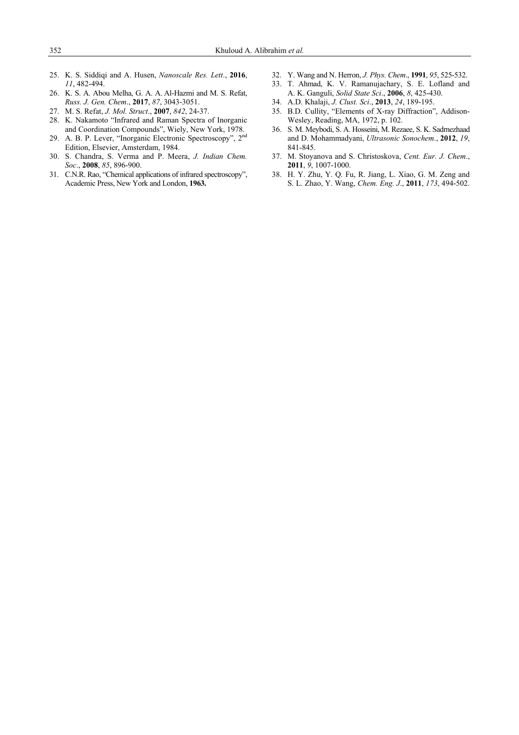25. K. S. Siddiqi and A. Husen, *Nanoscale Res. Lett*., **2016**, *11*, 482-494.
26. K. S. A. Abou Melha, G. A. A. Al-Hazmi and M. S. Refat, *Russ. J. Gen. Chem*., **2017**, *87*, 3043-3051.
27. M. S. Refat, *J. Mol. Struct*., **2007**, *842*, 24-37.
28. K. Nakamoto "Infrared and Raman Spectra of Inorganic and Coordination Compounds", Wiely, New York, 1978.
29. A. B. P. Lever, "Inorganic Electronic Spectroscopy", 2nd Edition, Elsevier, Amsterdam, 1984.
30. S. Chandra, S. Verma and P. Meera, *J. Indian Chem. Soc*., **2008**, *85*, 896-900.
31. C.N.R. Rao, "Chemical applications of infrared spectroscopy", Academic Press, New York and London, **1963.**
32. Y. Wang and N. Herron, *J. Phys. Chem*., **1991**, *95*, 525-532.
33. T. Ahmad, K. V. Ramanujachary, S. E. Lofland and A. K. Ganguli, *Solid State Sci*., **2006**, *8*, 425-430.
34. A.D. Khalaji, *J. Clust. Sci*., **2013**, *24*, 189-195.
35. B.D. Cullity, "Elements of X-ray Diffraction", Addison-Wesley, Reading, MA, 1972, p. 102.
36. S. M. Meybodi, S. A. Hosseini, M. Rezaee, S. K. Sadrnezhaad and D. Mohammadyani, *Ultrasonic Sonochem*., **2012**, *19*, 841-845.
37. M. Stoyanova and S. Christoskova, *Cent. Eur. J. Chem*., **2011**, *9*, 1007-1000.
38. H. Y. Zhu, Y. Q. Fu, R. Jiang, L. Xiao, G. M. Zeng and S. L. Zhao, Y. Wang, *Chem. Eng. J*., **2011**, *173*, 494-502.